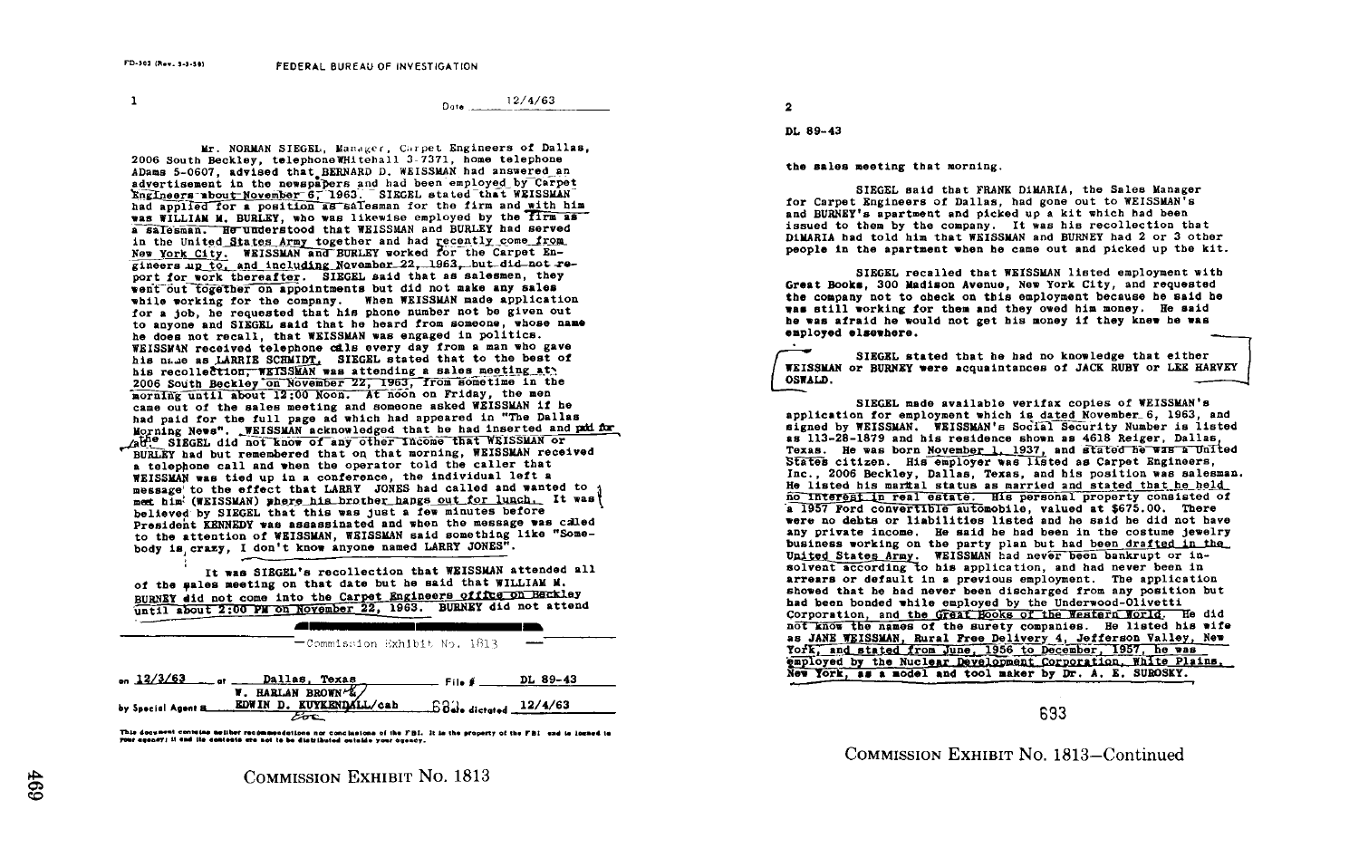FD-302 (Rev. 3-3-59)

FEDERAL BUREAU OF INVESTIGATION

1

Date 12/4/63

Mr. NORMAN SIEGEL, Manager, Carpet Engineers of Dallas, 2006 South Beckley, telephone WHitehall 3-7371, home telephone ADams 5-0607, advised that BERNARD D. WEISSMAN had answered an advertisement in the newspapers and had been employed by Carpet Engineers about November 6, 1963. SIEGEL stated that WEISSMAN had applied for a position as salesman for the firm and with him was WILLIAM M. BURLEY, who was likewise employed by the firm as a salesman. He understood that WEISSMAN and BURLEY had served in the United States Army together and had recently come from New York City. WEISSMAN and BURLEY worked for the Carpet Engineers up to, and including November 22, 1963, but did not report for work thereafter. SIEGEL said that as salesmen, they went out together on appointments but did not make any sales while working for the company. When WEISSMAN made application for a job, he requested that his phone number not be given out to anyone and SIEGEL said that he heard from someone, whose name he does not recall, that WEISSMAN was engaged in politics. WEISSMAN received telephone calls every day from a man who gave his name as LARRIE SCHMIDT. SIEGEL stated that to the best of his recollection, WEISSMAN was attending a sales meeting at 2006 South Beckley on November 22, 1963, from sometime in the morning until about 12:00 Noon. At noon on Friday, the men came out of the sales meeting and someone asked WEISSMAN if he had paid for the full page ad which had appeared in "The Dallas Morning News". WEISSMAN acknowledged that he had inserted and paid for the ad. SIEGEL did not know of any other income that WEISSMAN or BURLEY had but remembered that on that morning, WEISSMAN received a telephone call and when the operator told the caller that WEISSMAN was tied up in a conference, the individual left a message to the effect that LARRY JONES had called and wanted to meet him (WEISSMAN) where his brother hangs out for lunch. It was believed by SIEGEL that this was just a few minutes before President KENNEDY was assassinated and when the message was called to the attention of WEISSMAN, WEISSMAN said something like "Somebody is crazy, I don't know anyone named LARRY JONES".

It was SIEGEL's recollection that WEISSMAN attended all of the sales meeting on that date but he said that WILLIAM M. BURNEY did not come into the Carpet Engineers office on Beckley until about 2:00 PM on November 22, 1963. BURNEY did not attend

—Commission Exhibit No. 1813—

on 12/3/63 at Dallas, Texas File # DL 89-43

by Special Agent s W. HARLAN BROWN & EDWIN D. KUYKENDALL/cab Date dictated 12/4/63

This document contains neither recommendations nor conclusions of the FBI. It is the property of the FBI and is loaned to your agency; it and its contents are not to be distributed outside your agency.

COMMISSION EXHIBIT No. 1813

2

DL 89-43

the sales meeting that morning.

SIEGEL said that FRANK DiMARIA, the Sales Manager for Carpet Engineers of Dallas, had gone out to WEISSMAN's and BURNEY's apartment and picked up a kit which had been issued to them by the company. It was his recollection that DiMARIA had told him that WEISSMAN and BURNEY had 2 or 3 other people in the apartment when he came out and picked up the kit.

SIEGEL recalled that WEISSMAN listed employment with Great Books, 300 Madison Avenue, New York City, and requested the company not to check on this employment because he said he was still working for them and they owed him money. He said he was afraid he would not get his money if they knew he was employed elsewhere.

SIEGEL stated that he had no knowledge that either WEISSMAN or BURNEY were acquaintances of JACK RUBY or LEE HARVEY OSWALD.

SIEGEL made available verifax copies of WEISSMAN's application for employment which is dated November 6, 1963, and signed by WEISSMAN. WEISSMAN's Social Security Number is listed as 113-28-1879 and his residence shown as 4618 Reiger, Dallas, Texas. He was born November 1, 1937, and stated he was a United States citizen. His employer was listed as Carpet Engineers, Inc., 2006 Beckley, Dallas, Texas, and his position was salesman. He listed his marital status as married and stated that he held no interest in real estate. His personal property consisted of a 1957 Ford convertible automobile, valued at $675.00. There were no debts or liabilities listed and he said he did not have any private income. He said he had been in the costume jewelry business working on the party plan but had been drafted in the United States Army. WEISSMAN had never been bankrupt or insolvent according to his application, and had never been in arrears or default in a previous employment. The application showed that he had never been discharged from any position but had been bonded while employed by the Underwood-Olivetti Corporation, and the Great Books of the Western World. He did not know the names of the surety companies. He listed his wife as JANE WEISSMAN, Rural Free Delivery 4, Jefferson Valley, New York, and stated from June, 1956 to December, 1957, he was employed by the Nuclear Development Corporation, White Plains, New York, as a model and tool maker by Dr. A. E. SUBOSKY.

COMMISSION EXHIBIT No. 1813—Continued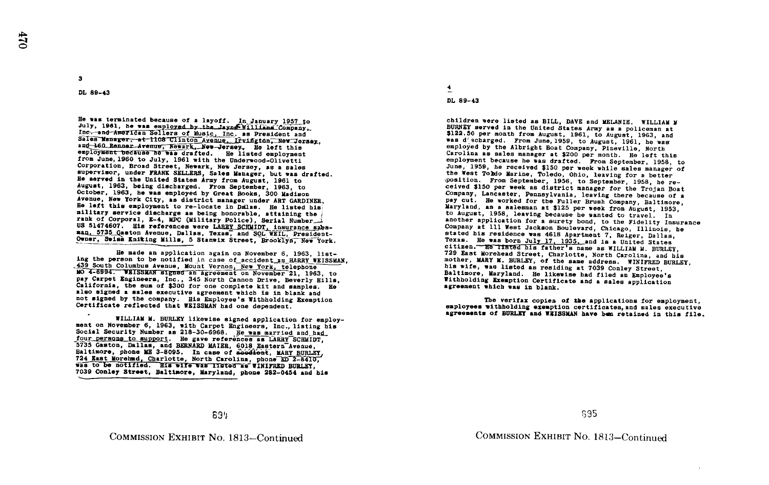DL 89-43

He was terminated because of a layoff. In January 1957 to July, 1961, he was employed by the Jayne Williams Company, Inc. and American Sellers of Music, Inc. as President and Sales Manager, at 1108 Clinton Avenue, Irvington, New Jersey, and 160 Renner Avenue, Newark, New Jersey. He left this employment because he was drafted. He listed employment from June, 1960 to July, 1961 with the Underwood-Olivetti Corporation, Broad Street, Newark, New Jersey, as a sales supervisor, under FRANK SELLERS, Sales Manager, but was drafted. He served in the United States Army from August, 1961 to August, 1963, being discharged. From September, 1963, to October, 1963, he was employed by Great Books, 300 Madison Avenue, New York City, as district manager under ART GARDINER. He left this employment to re-locate in Dallas. He listed his military service discharge as being honorable, attaining the rank of Corporal, E-4, MPC (Military Police), Serial Number US 51474607. His references were LARRY SCHMIDT, insurance salesman, 5735 Gaston Avenue, Dallas, Texas, and SOL WEIL, President-Owner, Swiss Knitting Mills, 5 Stanwix Street, Brooklyn, New York.

He made an application again on November 6, 1963, listing the person to be notified in case of accident as HARRY WEISSMAN, 439 South Columbus Avenue, Mount Vernon, New York, telephone MO 4-6994. WEISSMAN signed an agreement on November 21, 1963, to pay Carpet Engineers, Inc., 345 North Cannon Drive, Beverly Hills, California, the sum of $300 for one complete kit and samples. He also signed a sales executive agreement which is in blank and not signed by the company. His Employee's Withholding Exemption Certificate reflected that WEISSMAN had one dependent.

WILLIAM M. BURLEY likewise signed application for employment on November 6, 1963, with Carpet Engineers, Inc., listing his Social Security Number as 218-30-6968. He was married and had four persons to support. He gave references as LARRY SCHMIDT, 5735 Gaston, Dallas, and BERNARD MAIER, 6018 Eastern Avenue, Baltimore, phone ME 3-8095. In case of accident, MARY BURLEY, 724 East Morehead, Charlotte, North Carolina, phone ED 2-8410, was to be notified. His wife was listed as WINIFRED BURLEY, 7039 Conley Street, Baltimore, Maryland, phone 282-0454 and his children were listed as BILL, DAVE and MELANIE. WILLIAM M BURNEY served in the United States Army as a policeman at $122.50 per month from August, 1961, to August, 1963, and was discharged. From June, 1959, to August, 1961, he was employed by the Albright Boat Company, Pineville, North Carolina as sales manager at $200 per month. He left this employment because he was drafted. From September, 1958, to June, 1959, he received $150 per week while sales manager of the West Toledo Marine, Toledo, Ohio, leaving for a better position. From September, 1956, to September, 1958, he received $150 per week as district manager for the Trojan Boat Company, Lancaster, Pennsylvania, leaving there because of a pay cut. He worked for the Fuller Brush Company, Baltimore, Maryland, as a salesman at $125 per week from August, 1953, to August, 1958, leaving because he wanted to travel. In another application for a surety bond, to the Fidelity Insurance Company at 111 West Jackson Boulevard, Chicago, Illinois, he stated his residence was 4618 Apartment 7, Reiger, Dallas, Texas. He was born July 17, 1935, and is a United States citizen. He listed his father's name as WILLIAM M. BURLEY, 729 East Morehead Street, Charlotte, North Carolina, and his mother, MARY M. BURLEY, of the same address. WINIFRED BURLEY, his wife, was listed as residing at 7039 Conley Street, Baltimore, Maryland. He likewise had filed an Employee's Withholding Exemption Certificate and a sales application agreement which was in blank.

The verifax copies of the applications for employment, employees withholding exemption certificates, and sales executive agreements of BURLEY and WEISSMAN have been retained in this file.

COMMISSION EXHIBIT No. 1813—Continued